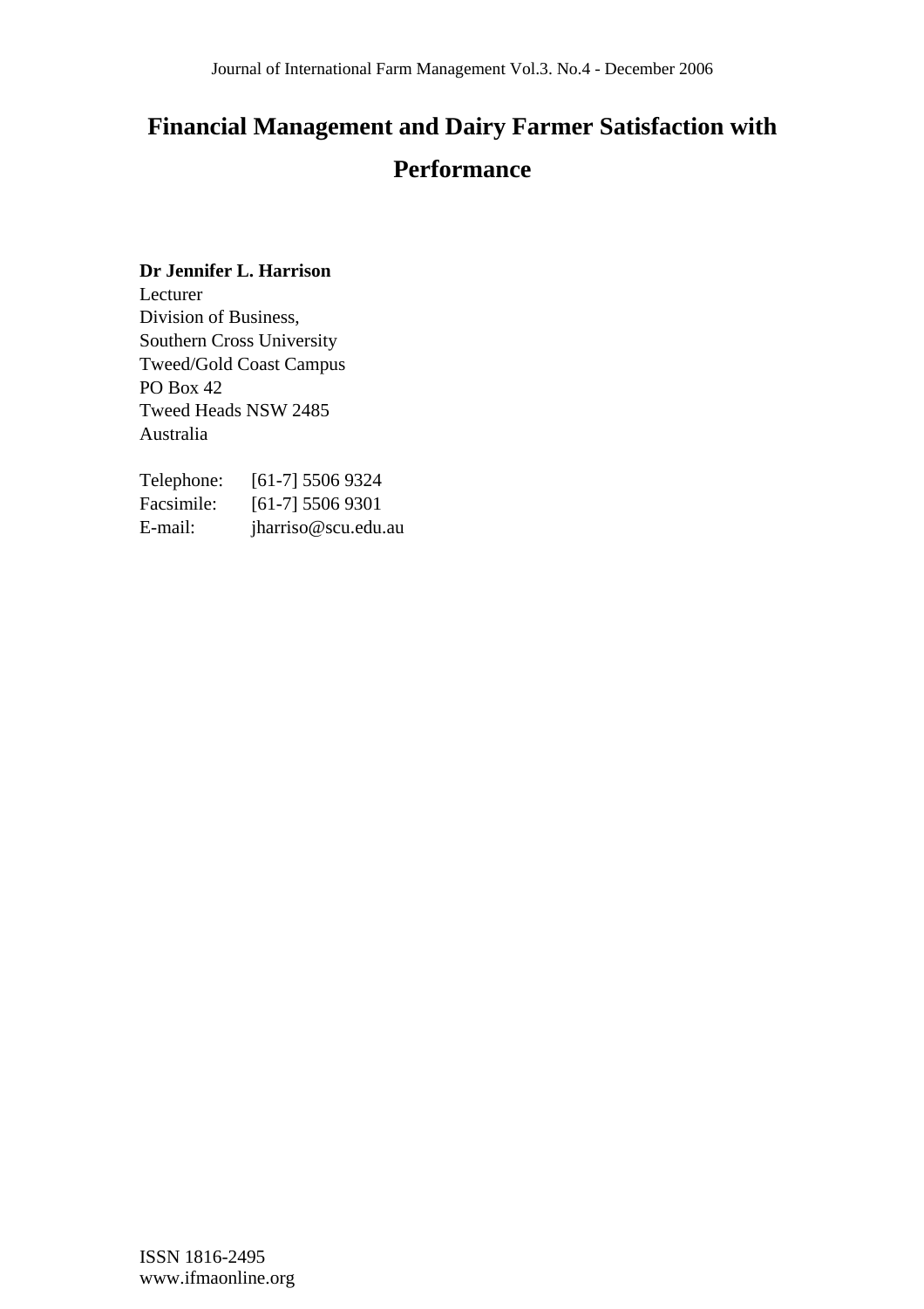# Financial Management and Dairy Farmer Satisfaction with Performance

**Dr Jennifer L. Harrison**
Lecturer
Division of Business,
Southern Cross University
Tweed/Gold Coast Campus
PO Box 42
Tweed Heads NSW 2485
Australia

Telephone: [61-7] 5506 9324
Facsimile: [61-7] 5506 9301
E-mail: jharriso@scu.edu.au

ISSN 1816-2495
www.ifmaonline.org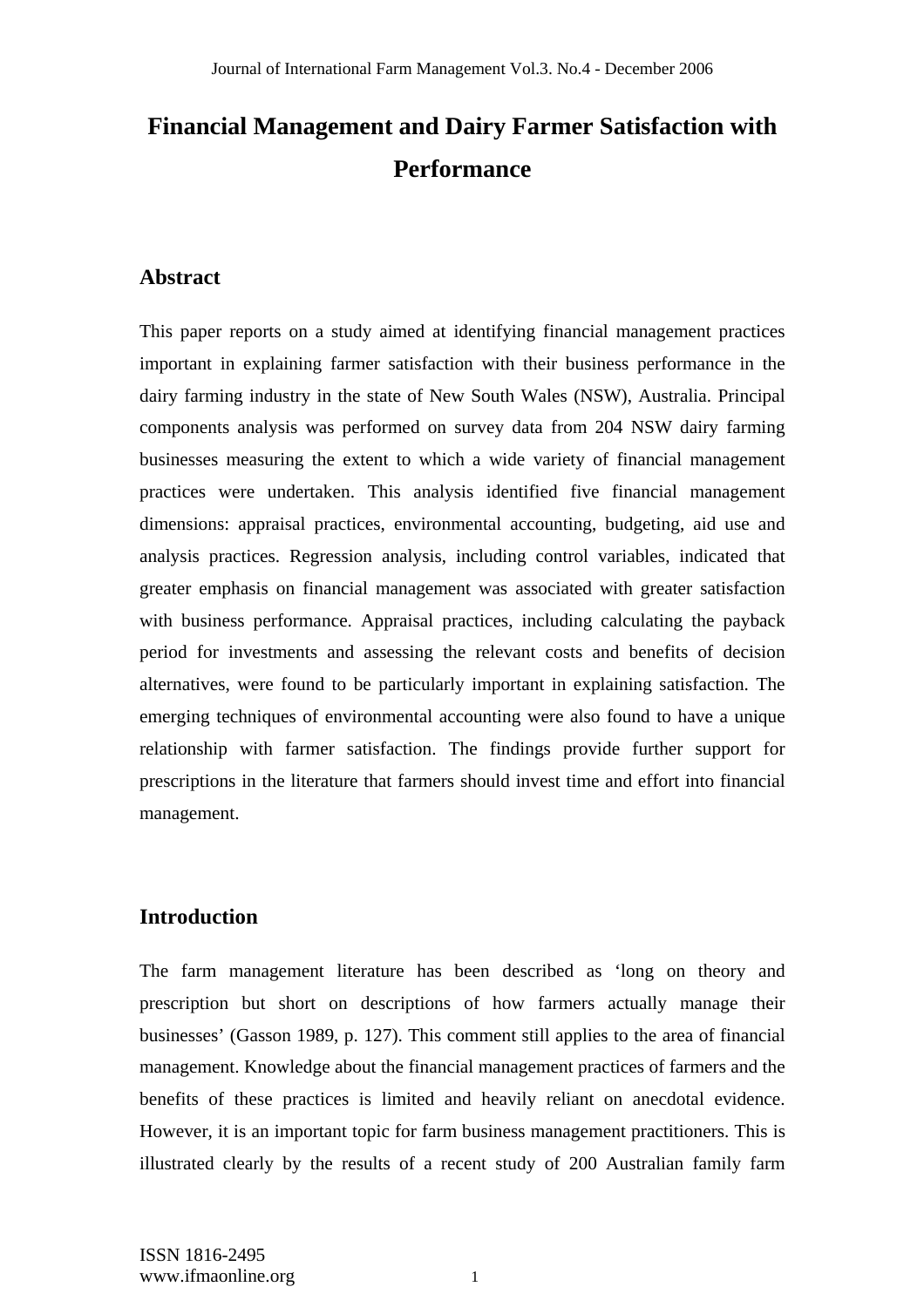# Financial Management and Dairy Farmer Satisfaction with Performance

## Abstract

This paper reports on a study aimed at identifying financial management practices important in explaining farmer satisfaction with their business performance in the dairy farming industry in the state of New South Wales (NSW), Australia. Principal components analysis was performed on survey data from 204 NSW dairy farming businesses measuring the extent to which a wide variety of financial management practices were undertaken. This analysis identified five financial management dimensions: appraisal practices, environmental accounting, budgeting, aid use and analysis practices. Regression analysis, including control variables, indicated that greater emphasis on financial management was associated with greater satisfaction with business performance. Appraisal practices, including calculating the payback period for investments and assessing the relevant costs and benefits of decision alternatives, were found to be particularly important in explaining satisfaction. The emerging techniques of environmental accounting were also found to have a unique relationship with farmer satisfaction. The findings provide further support for prescriptions in the literature that farmers should invest time and effort into financial management.

## Introduction

The farm management literature has been described as 'long on theory and prescription but short on descriptions of how farmers actually manage their businesses' (Gasson 1989, p. 127). This comment still applies to the area of financial management. Knowledge about the financial management practices of farmers and the benefits of these practices is limited and heavily reliant on anecdotal evidence. However, it is an important topic for farm business management practitioners. This is illustrated clearly by the results of a recent study of 200 Australian family farm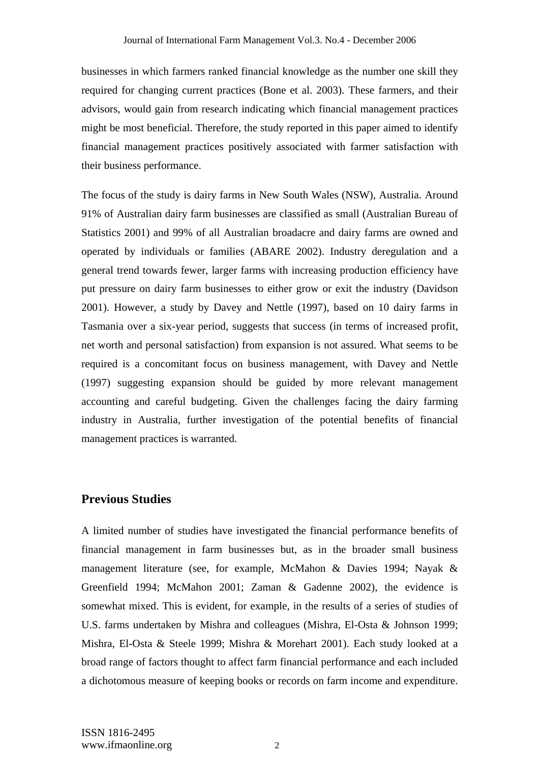businesses in which farmers ranked financial knowledge as the number one skill they required for changing current practices (Bone et al. 2003). These farmers, and their advisors, would gain from research indicating which financial management practices might be most beneficial. Therefore, the study reported in this paper aimed to identify financial management practices positively associated with farmer satisfaction with their business performance.

The focus of the study is dairy farms in New South Wales (NSW), Australia. Around 91% of Australian dairy farm businesses are classified as small (Australian Bureau of Statistics 2001) and 99% of all Australian broadacre and dairy farms are owned and operated by individuals or families (ABARE 2002). Industry deregulation and a general trend towards fewer, larger farms with increasing production efficiency have put pressure on dairy farm businesses to either grow or exit the industry (Davidson 2001). However, a study by Davey and Nettle (1997), based on 10 dairy farms in Tasmania over a six-year period, suggests that success (in terms of increased profit, net worth and personal satisfaction) from expansion is not assured. What seems to be required is a concomitant focus on business management, with Davey and Nettle (1997) suggesting expansion should be guided by more relevant management accounting and careful budgeting. Given the challenges facing the dairy farming industry in Australia, further investigation of the potential benefits of financial management practices is warranted.

## Previous Studies

A limited number of studies have investigated the financial performance benefits of financial management in farm businesses but, as in the broader small business management literature (see, for example, McMahon & Davies 1994; Nayak & Greenfield 1994; McMahon 2001; Zaman & Gadenne 2002), the evidence is somewhat mixed. This is evident, for example, in the results of a series of studies of U.S. farms undertaken by Mishra and colleagues (Mishra, El-Osta & Johnson 1999; Mishra, El-Osta & Steele 1999; Mishra & Morehart 2001). Each study looked at a broad range of factors thought to affect farm financial performance and each included a dichotomous measure of keeping books or records on farm income and expenditure.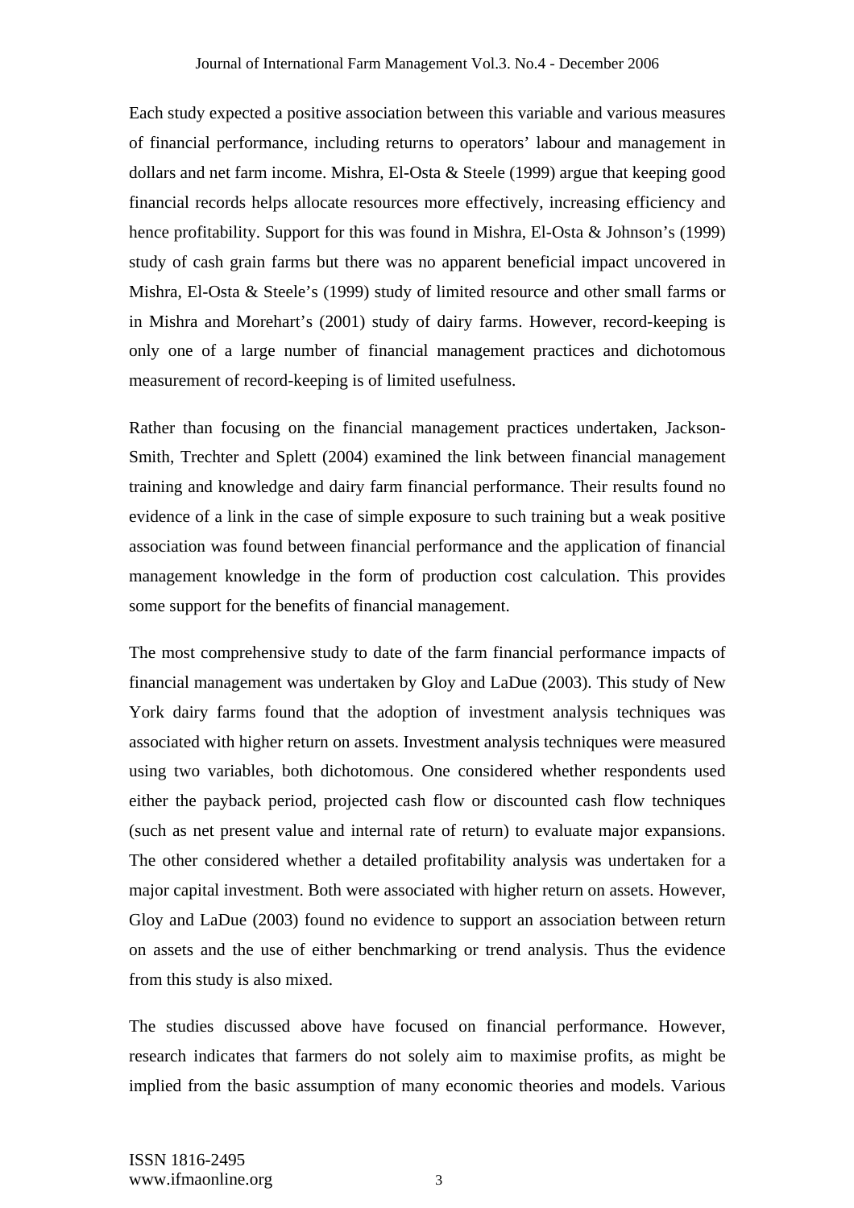Each study expected a positive association between this variable and various measures of financial performance, including returns to operators' labour and management in dollars and net farm income. Mishra, El-Osta & Steele (1999) argue that keeping good financial records helps allocate resources more effectively, increasing efficiency and hence profitability. Support for this was found in Mishra, El-Osta & Johnson's (1999) study of cash grain farms but there was no apparent beneficial impact uncovered in Mishra, El-Osta & Steele's (1999) study of limited resource and other small farms or in Mishra and Morehart's (2001) study of dairy farms. However, record-keeping is only one of a large number of financial management practices and dichotomous measurement of record-keeping is of limited usefulness.

Rather than focusing on the financial management practices undertaken, Jackson-Smith, Trechter and Splett (2004) examined the link between financial management training and knowledge and dairy farm financial performance. Their results found no evidence of a link in the case of simple exposure to such training but a weak positive association was found between financial performance and the application of financial management knowledge in the form of production cost calculation. This provides some support for the benefits of financial management.

The most comprehensive study to date of the farm financial performance impacts of financial management was undertaken by Gloy and LaDue (2003). This study of New York dairy farms found that the adoption of investment analysis techniques was associated with higher return on assets. Investment analysis techniques were measured using two variables, both dichotomous. One considered whether respondents used either the payback period, projected cash flow or discounted cash flow techniques (such as net present value and internal rate of return) to evaluate major expansions. The other considered whether a detailed profitability analysis was undertaken for a major capital investment. Both were associated with higher return on assets. However, Gloy and LaDue (2003) found no evidence to support an association between return on assets and the use of either benchmarking or trend analysis. Thus the evidence from this study is also mixed.

The studies discussed above have focused on financial performance. However, research indicates that farmers do not solely aim to maximise profits, as might be implied from the basic assumption of many economic theories and models. Various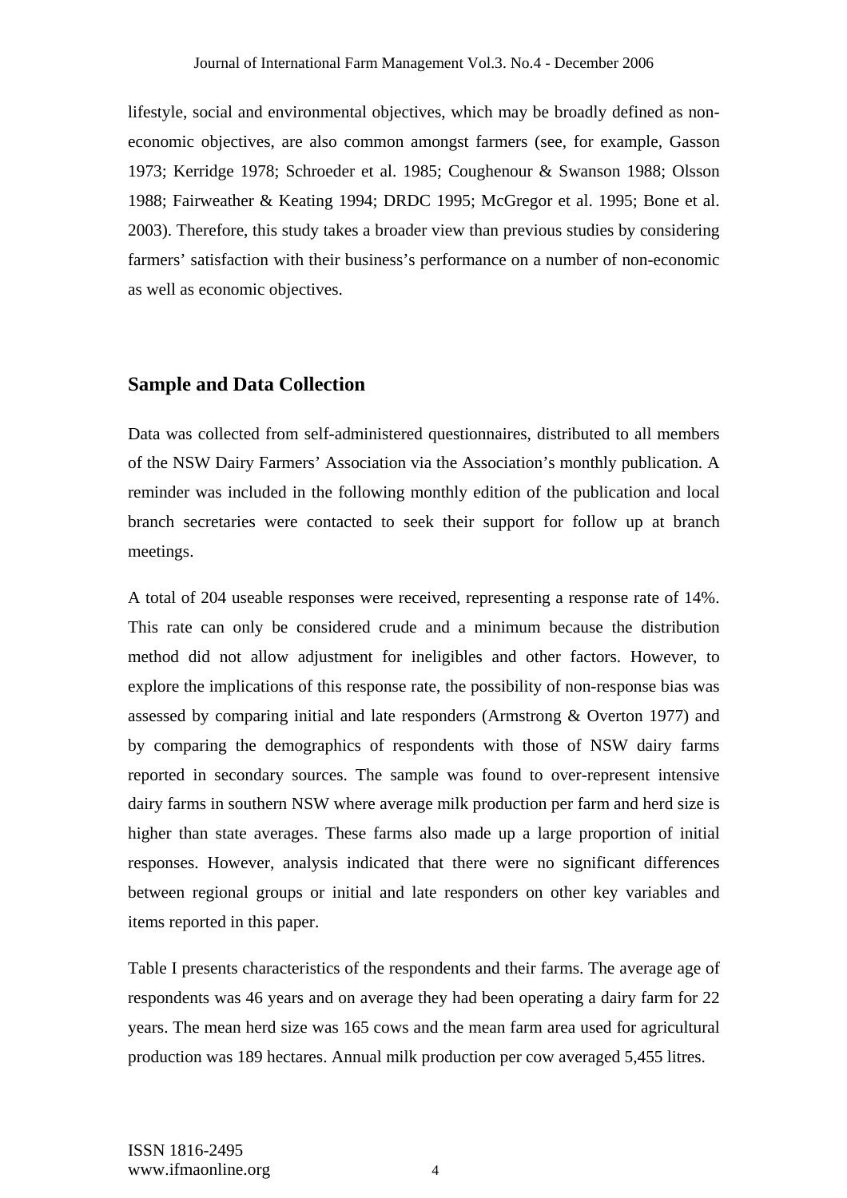lifestyle, social and environmental objectives, which may be broadly defined as non-economic objectives, are also common amongst farmers (see, for example, Gasson 1973; Kerridge 1978; Schroeder et al. 1985; Coughenour & Swanson 1988; Olsson 1988; Fairweather & Keating 1994; DRDC 1995; McGregor et al. 1995; Bone et al. 2003). Therefore, this study takes a broader view than previous studies by considering farmers' satisfaction with their business's performance on a number of non-economic as well as economic objectives.

## Sample and Data Collection

Data was collected from self-administered questionnaires, distributed to all members of the NSW Dairy Farmers' Association via the Association's monthly publication. A reminder was included in the following monthly edition of the publication and local branch secretaries were contacted to seek their support for follow up at branch meetings.

A total of 204 useable responses were received, representing a response rate of 14%. This rate can only be considered crude and a minimum because the distribution method did not allow adjustment for ineligibles and other factors. However, to explore the implications of this response rate, the possibility of non-response bias was assessed by comparing initial and late responders (Armstrong & Overton 1977) and by comparing the demographics of respondents with those of NSW dairy farms reported in secondary sources. The sample was found to over-represent intensive dairy farms in southern NSW where average milk production per farm and herd size is higher than state averages. These farms also made up a large proportion of initial responses. However, analysis indicated that there were no significant differences between regional groups or initial and late responders on other key variables and items reported in this paper.

Table I presents characteristics of the respondents and their farms. The average age of respondents was 46 years and on average they had been operating a dairy farm for 22 years. The mean herd size was 165 cows and the mean farm area used for agricultural production was 189 hectares. Annual milk production per cow averaged 5,455 litres.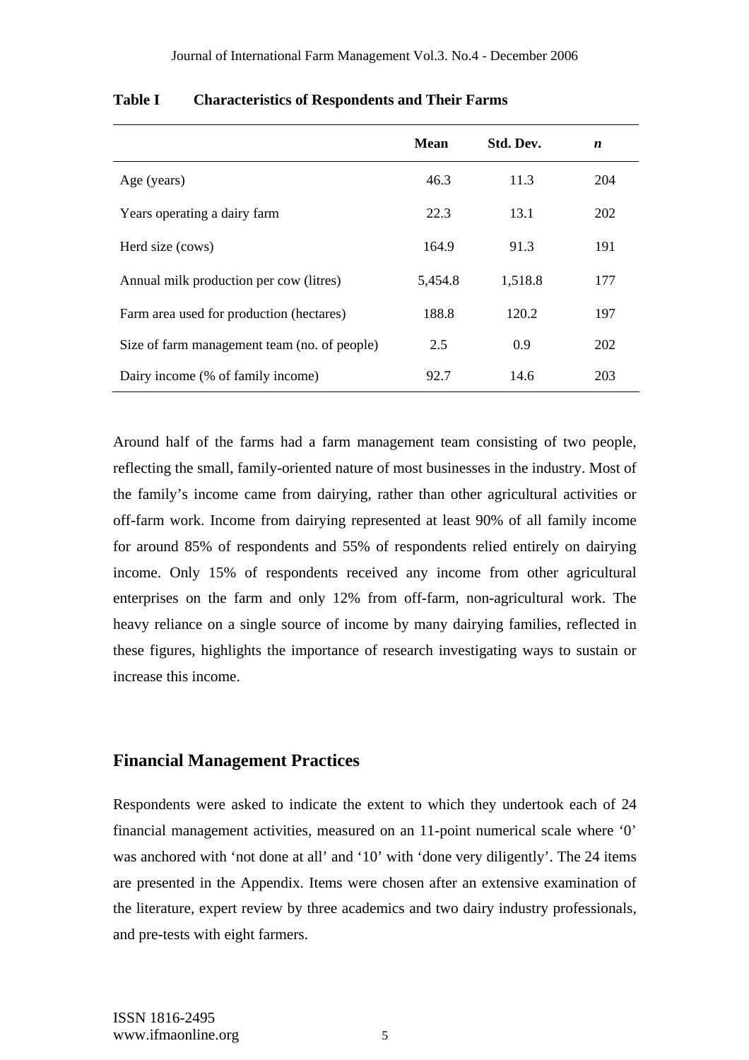**Table I Characteristics of Respondents and Their Farms**

| | Mean | Std. Dev. | *n* |
|---|---|---|---|
| Age (years) | 46.3 | 11.3 | 204 |
| Years operating a dairy farm | 22.3 | 13.1 | 202 |
| Herd size (cows) | 164.9 | 91.3 | 191 |
| Annual milk production per cow (litres) | 5,454.8 | 1,518.8 | 177 |
| Farm area used for production (hectares) | 188.8 | 120.2 | 197 |
| Size of farm management team (no. of people) | 2.5 | 0.9 | 202 |
| Dairy income (% of family income) | 92.7 | 14.6 | 203 |

Around half of the farms had a farm management team consisting of two people, reflecting the small, family-oriented nature of most businesses in the industry. Most of the family's income came from dairying, rather than other agricultural activities or off-farm work. Income from dairying represented at least 90% of all family income for around 85% of respondents and 55% of respondents relied entirely on dairying income. Only 15% of respondents received any income from other agricultural enterprises on the farm and only 12% from off-farm, non-agricultural work. The heavy reliance on a single source of income by many dairying families, reflected in these figures, highlights the importance of research investigating ways to sustain or increase this income.

## Financial Management Practices

Respondents were asked to indicate the extent to which they undertook each of 24 financial management activities, measured on an 11-point numerical scale where '0' was anchored with 'not done at all' and '10' with 'done very diligently'. The 24 items are presented in the Appendix. Items were chosen after an extensive examination of the literature, expert review by three academics and two dairy industry professionals, and pre-tests with eight farmers.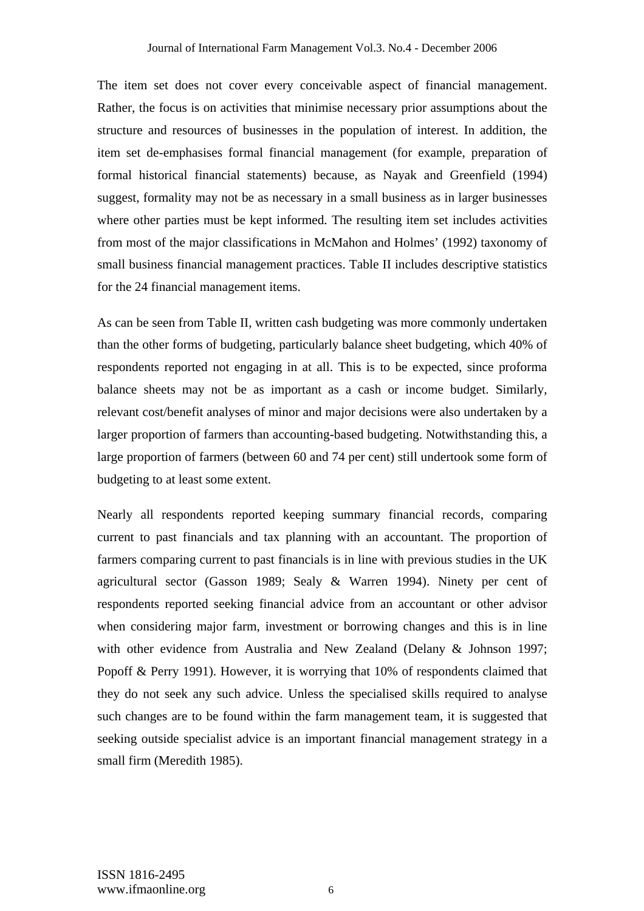The item set does not cover every conceivable aspect of financial management. Rather, the focus is on activities that minimise necessary prior assumptions about the structure and resources of businesses in the population of interest. In addition, the item set de-emphasises formal financial management (for example, preparation of formal historical financial statements) because, as Nayak and Greenfield (1994) suggest, formality may not be as necessary in a small business as in larger businesses where other parties must be kept informed. The resulting item set includes activities from most of the major classifications in McMahon and Holmes' (1992) taxonomy of small business financial management practices. Table II includes descriptive statistics for the 24 financial management items.

As can be seen from Table II, written cash budgeting was more commonly undertaken than the other forms of budgeting, particularly balance sheet budgeting, which 40% of respondents reported not engaging in at all. This is to be expected, since proforma balance sheets may not be as important as a cash or income budget. Similarly, relevant cost/benefit analyses of minor and major decisions were also undertaken by a larger proportion of farmers than accounting-based budgeting. Notwithstanding this, a large proportion of farmers (between 60 and 74 per cent) still undertook some form of budgeting to at least some extent.

Nearly all respondents reported keeping summary financial records, comparing current to past financials and tax planning with an accountant. The proportion of farmers comparing current to past financials is in line with previous studies in the UK agricultural sector (Gasson 1989; Sealy & Warren 1994). Ninety per cent of respondents reported seeking financial advice from an accountant or other advisor when considering major farm, investment or borrowing changes and this is in line with other evidence from Australia and New Zealand (Delany & Johnson 1997; Popoff & Perry 1991). However, it is worrying that 10% of respondents claimed that they do not seek any such advice. Unless the specialised skills required to analyse such changes are to be found within the farm management team, it is suggested that seeking outside specialist advice is an important financial management strategy in a small firm (Meredith 1985).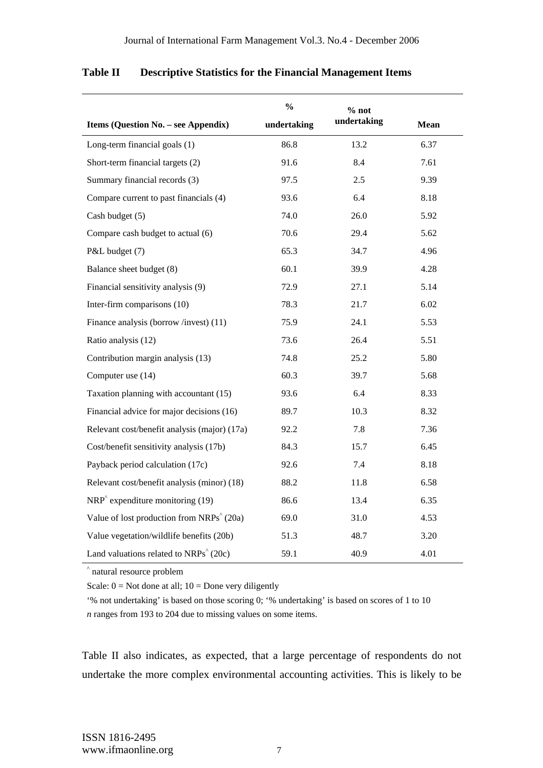**Table II Descriptive Statistics for the Financial Management Items**

| Items (Question No. – see Appendix) | % undertaking | % not undertaking | Mean |
|---|---|---|---|
| Long-term financial goals (1) | 86.8 | 13.2 | 6.37 |
| Short-term financial targets (2) | 91.6 | 8.4 | 7.61 |
| Summary financial records (3) | 97.5 | 2.5 | 9.39 |
| Compare current to past financials (4) | 93.6 | 6.4 | 8.18 |
| Cash budget (5) | 74.0 | 26.0 | 5.92 |
| Compare cash budget to actual (6) | 70.6 | 29.4 | 5.62 |
| P&L budget (7) | 65.3 | 34.7 | 4.96 |
| Balance sheet budget (8) | 60.1 | 39.9 | 4.28 |
| Financial sensitivity analysis (9) | 72.9 | 27.1 | 5.14 |
| Inter-firm comparisons (10) | 78.3 | 21.7 | 6.02 |
| Finance analysis (borrow /invest) (11) | 75.9 | 24.1 | 5.53 |
| Ratio analysis (12) | 73.6 | 26.4 | 5.51 |
| Contribution margin analysis (13) | 74.8 | 25.2 | 5.80 |
| Computer use (14) | 60.3 | 39.7 | 5.68 |
| Taxation planning with accountant (15) | 93.6 | 6.4 | 8.33 |
| Financial advice for major decisions (16) | 89.7 | 10.3 | 8.32 |
| Relevant cost/benefit analysis (major) (17a) | 92.2 | 7.8 | 7.36 |
| Cost/benefit sensitivity analysis (17b) | 84.3 | 15.7 | 6.45 |
| Payback period calculation (17c) | 92.6 | 7.4 | 8.18 |
| Relevant cost/benefit analysis (minor) (18) | 88.2 | 11.8 | 6.58 |
| NRP^ expenditure monitoring (19) | 86.6 | 13.4 | 6.35 |
| Value of lost production from NRPs^ (20a) | 69.0 | 31.0 | 4.53 |
| Value vegetation/wildlife benefits (20b) | 51.3 | 48.7 | 3.20 |
| Land valuations related to NRPs^ (20c) | 59.1 | 40.9 | 4.01 |

^ natural resource problem

Scale: 0 = Not done at all; 10 = Done very diligently

'% not undertaking' is based on those scoring 0; '% undertaking' is based on scores of 1 to 10

*n* ranges from 193 to 204 due to missing values on some items.

Table II also indicates, as expected, that a large percentage of respondents do not undertake the more complex environmental accounting activities. This is likely to be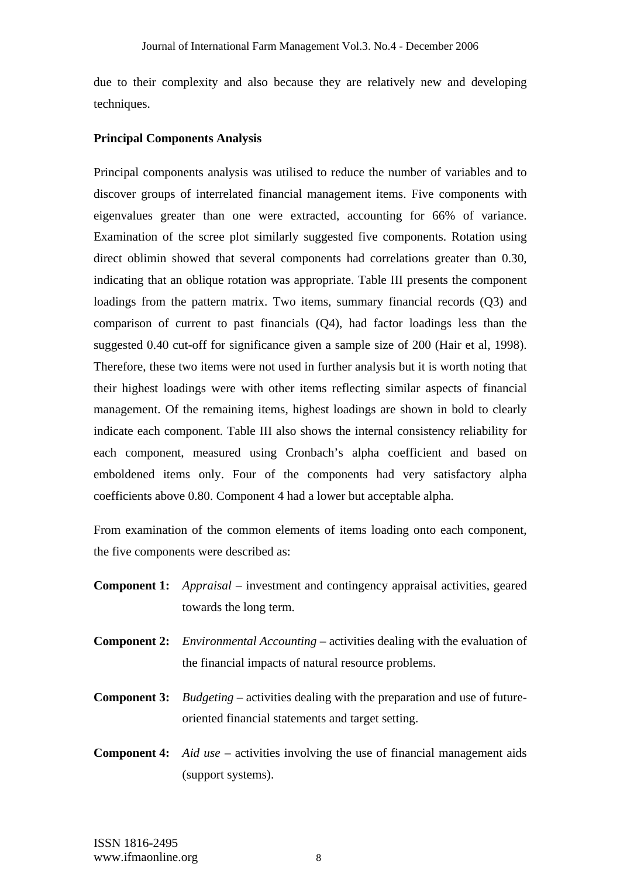due to their complexity and also because they are relatively new and developing techniques.

**Principal Components Analysis**

Principal components analysis was utilised to reduce the number of variables and to discover groups of interrelated financial management items. Five components with eigenvalues greater than one were extracted, accounting for 66% of variance. Examination of the scree plot similarly suggested five components. Rotation using direct oblimin showed that several components had correlations greater than 0.30, indicating that an oblique rotation was appropriate. Table III presents the component loadings from the pattern matrix. Two items, summary financial records (Q3) and comparison of current to past financials (Q4), had factor loadings less than the suggested 0.40 cut-off for significance given a sample size of 200 (Hair et al, 1998). Therefore, these two items were not used in further analysis but it is worth noting that their highest loadings were with other items reflecting similar aspects of financial management. Of the remaining items, highest loadings are shown in bold to clearly indicate each component. Table III also shows the internal consistency reliability for each component, measured using Cronbach's alpha coefficient and based on emboldened items only. Four of the components had very satisfactory alpha coefficients above 0.80. Component 4 had a lower but acceptable alpha.

From examination of the common elements of items loading onto each component, the five components were described as:

**Component 1:** *Appraisal* – investment and contingency appraisal activities, geared towards the long term.

**Component 2:** *Environmental Accounting* – activities dealing with the evaluation of the financial impacts of natural resource problems.

**Component 3:** *Budgeting* – activities dealing with the preparation and use of future-oriented financial statements and target setting.

**Component 4:** *Aid use* – activities involving the use of financial management aids (support systems).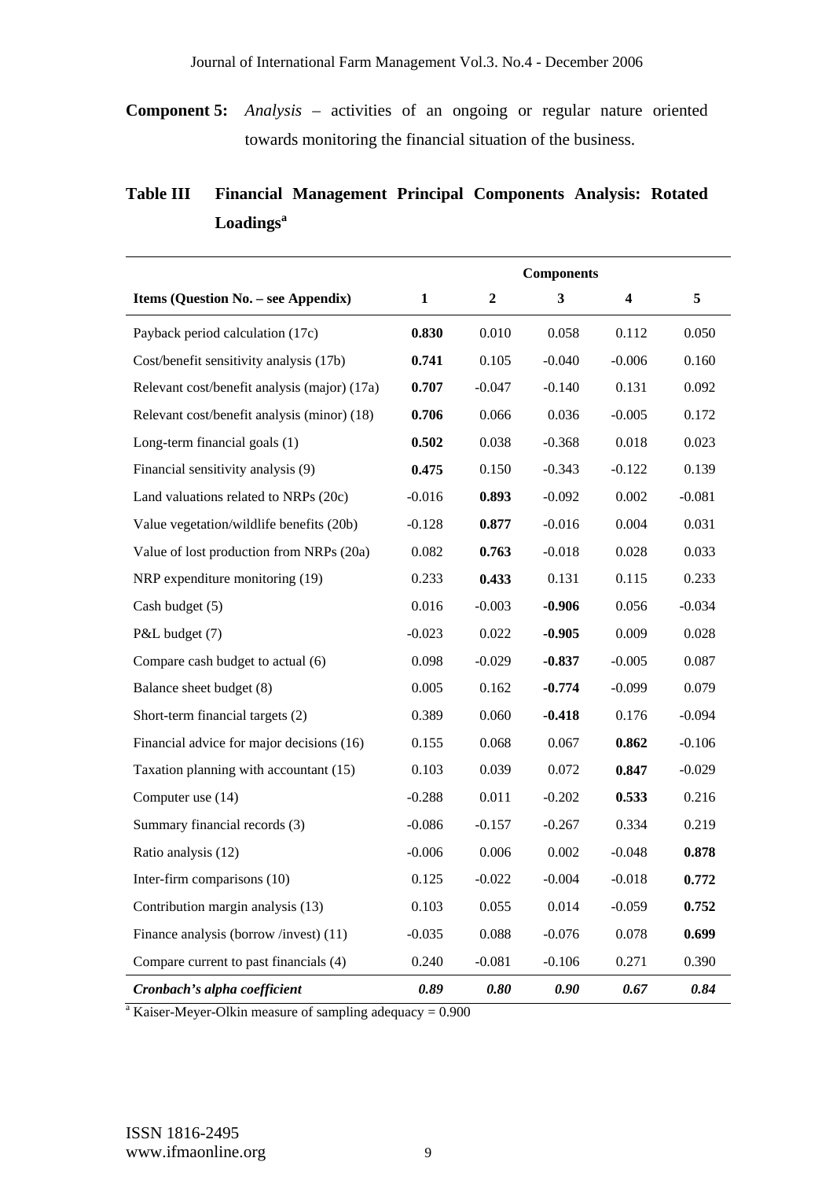**Component 5:** *Analysis* – activities of an ongoing or regular nature oriented towards monitoring the financial situation of the business.

**Table III Financial Management Principal Components Analysis: Rotated Loadings[a]**

| Items (Question No. – see Appendix) | Components | | | | |
|---|---|---|---|---|---|
| | **1** | **2** | **3** | **4** | **5** |
| Payback period calculation (17c) | **0.830** | 0.010 | 0.058 | 0.112 | 0.050 |
| Cost/benefit sensitivity analysis (17b) | **0.741** | 0.105 | -0.040 | -0.006 | 0.160 |
| Relevant cost/benefit analysis (major) (17a) | **0.707** | -0.047 | -0.140 | 0.131 | 0.092 |
| Relevant cost/benefit analysis (minor) (18) | **0.706** | 0.066 | 0.036 | -0.005 | 0.172 |
| Long-term financial goals (1) | **0.502** | 0.038 | -0.368 | 0.018 | 0.023 |
| Financial sensitivity analysis (9) | **0.475** | 0.150 | -0.343 | -0.122 | 0.139 |
| Land valuations related to NRPs (20c) | -0.016 | **0.893** | -0.092 | 0.002 | -0.081 |
| Value vegetation/wildlife benefits (20b) | -0.128 | **0.877** | -0.016 | 0.004 | 0.031 |
| Value of lost production from NRPs (20a) | 0.082 | **0.763** | -0.018 | 0.028 | 0.033 |
| NRP expenditure monitoring (19) | 0.233 | **0.433** | 0.131 | 0.115 | 0.233 |
| Cash budget (5) | 0.016 | -0.003 | **-0.906** | 0.056 | -0.034 |
| P&L budget (7) | -0.023 | 0.022 | **-0.905** | 0.009 | 0.028 |
| Compare cash budget to actual (6) | 0.098 | -0.029 | **-0.837** | -0.005 | 0.087 |
| Balance sheet budget (8) | 0.005 | 0.162 | **-0.774** | -0.099 | 0.079 |
| Short-term financial targets (2) | 0.389 | 0.060 | **-0.418** | 0.176 | -0.094 |
| Financial advice for major decisions (16) | 0.155 | 0.068 | 0.067 | **0.862** | -0.106 |
| Taxation planning with accountant (15) | 0.103 | 0.039 | 0.072 | **0.847** | -0.029 |
| Computer use (14) | -0.288 | 0.011 | -0.202 | **0.533** | 0.216 |
| Summary financial records (3) | -0.086 | -0.157 | -0.267 | 0.334 | 0.219 |
| Ratio analysis (12) | -0.006 | 0.006 | 0.002 | -0.048 | **0.878** |
| Inter-firm comparisons (10) | 0.125 | -0.022 | -0.004 | -0.018 | **0.772** |
| Contribution margin analysis (13) | 0.103 | 0.055 | 0.014 | -0.059 | **0.752** |
| Finance analysis (borrow /invest) (11) | -0.035 | 0.088 | -0.076 | 0.078 | **0.699** |
| Compare current to past financials (4) | 0.240 | -0.081 | -0.106 | 0.271 | 0.390 |
| ***Cronbach's alpha coefficient*** | ***0.89*** | ***0.80*** | ***0.90*** | ***0.67*** | ***0.84*** |

[a] Kaiser-Meyer-Olkin measure of sampling adequacy = 0.900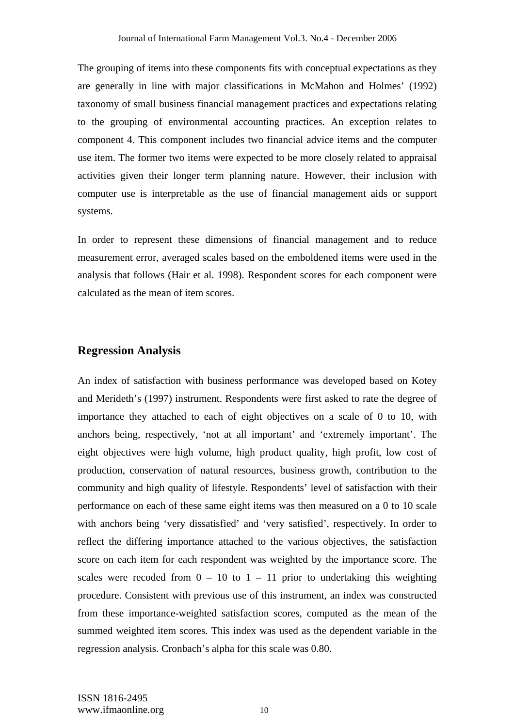The grouping of items into these components fits with conceptual expectations as they are generally in line with major classifications in McMahon and Holmes' (1992) taxonomy of small business financial management practices and expectations relating to the grouping of environmental accounting practices. An exception relates to component 4. This component includes two financial advice items and the computer use item. The former two items were expected to be more closely related to appraisal activities given their longer term planning nature. However, their inclusion with computer use is interpretable as the use of financial management aids or support systems.

In order to represent these dimensions of financial management and to reduce measurement error, averaged scales based on the emboldened items were used in the analysis that follows (Hair et al. 1998). Respondent scores for each component were calculated as the mean of item scores.

## Regression Analysis

An index of satisfaction with business performance was developed based on Kotey and Merideth's (1997) instrument. Respondents were first asked to rate the degree of importance they attached to each of eight objectives on a scale of 0 to 10, with anchors being, respectively, 'not at all important' and 'extremely important'. The eight objectives were high volume, high product quality, high profit, low cost of production, conservation of natural resources, business growth, contribution to the community and high quality of lifestyle. Respondents' level of satisfaction with their performance on each of these same eight items was then measured on a 0 to 10 scale with anchors being 'very dissatisfied' and 'very satisfied', respectively. In order to reflect the differing importance attached to the various objectives, the satisfaction score on each item for each respondent was weighted by the importance score. The scales were recoded from 0 – 10 to 1 – 11 prior to undertaking this weighting procedure. Consistent with previous use of this instrument, an index was constructed from these importance-weighted satisfaction scores, computed as the mean of the summed weighted item scores. This index was used as the dependent variable in the regression analysis. Cronbach's alpha for this scale was 0.80.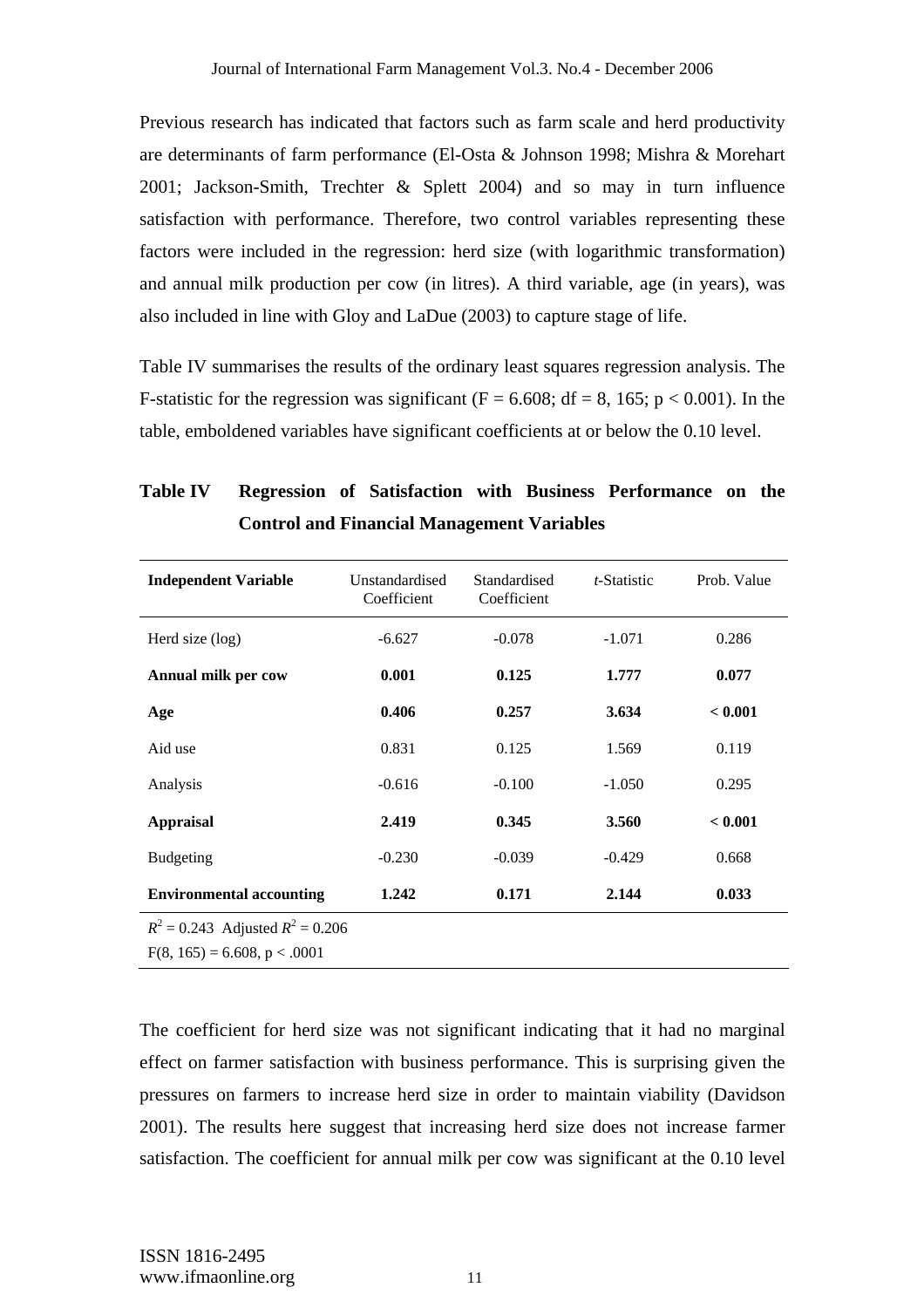Previous research has indicated that factors such as farm scale and herd productivity are determinants of farm performance (El-Osta & Johnson 1998; Mishra & Morehart 2001; Jackson-Smith, Trechter & Splett 2004) and so may in turn influence satisfaction with performance. Therefore, two control variables representing these factors were included in the regression: herd size (with logarithmic transformation) and annual milk production per cow (in litres). A third variable, age (in years), was also included in line with Gloy and LaDue (2003) to capture stage of life.

Table IV summarises the results of the ordinary least squares regression analysis. The F-statistic for the regression was significant (F = 6.608; df = 8, 165; $p < 0.001$). In the table, emboldened variables have significant coefficients at or below the 0.10 level.

**Table IV Regression of Satisfaction with Business Performance on the Control and Financial Management Variables**

| Independent Variable | Unstandardised Coefficient | Standardised Coefficient | *t*-Statistic | Prob. Value |
|---|---|---|---|---|
| Herd size (log) | -6.627 | -0.078 | -1.071 | 0.286 |
| **Annual milk per cow** | **0.001** | **0.125** | **1.777** | **0.077** |
| **Age** | **0.406** | **0.257** | **3.634** | **< 0.001** |
| Aid use | 0.831 | 0.125 | 1.569 | 0.119 |
| Analysis | -0.616 | -0.100 | -1.050 | 0.295 |
| **Appraisal** | **2.419** | **0.345** | **3.560** | **< 0.001** |
| Budgeting | -0.230 | -0.039 | -0.429 | 0.668 |
| **Environmental accounting** | **1.242** | **0.171** | **2.144** | **0.033** |

$R^2 = 0.243$ Adjusted $R^2 = 0.206$
$F(8, 165) = 6.608$, $p < .0001$

The coefficient for herd size was not significant indicating that it had no marginal effect on farmer satisfaction with business performance. This is surprising given the pressures on farmers to increase herd size in order to maintain viability (Davidson 2001). The results here suggest that increasing herd size does not increase farmer satisfaction. The coefficient for annual milk per cow was significant at the 0.10 level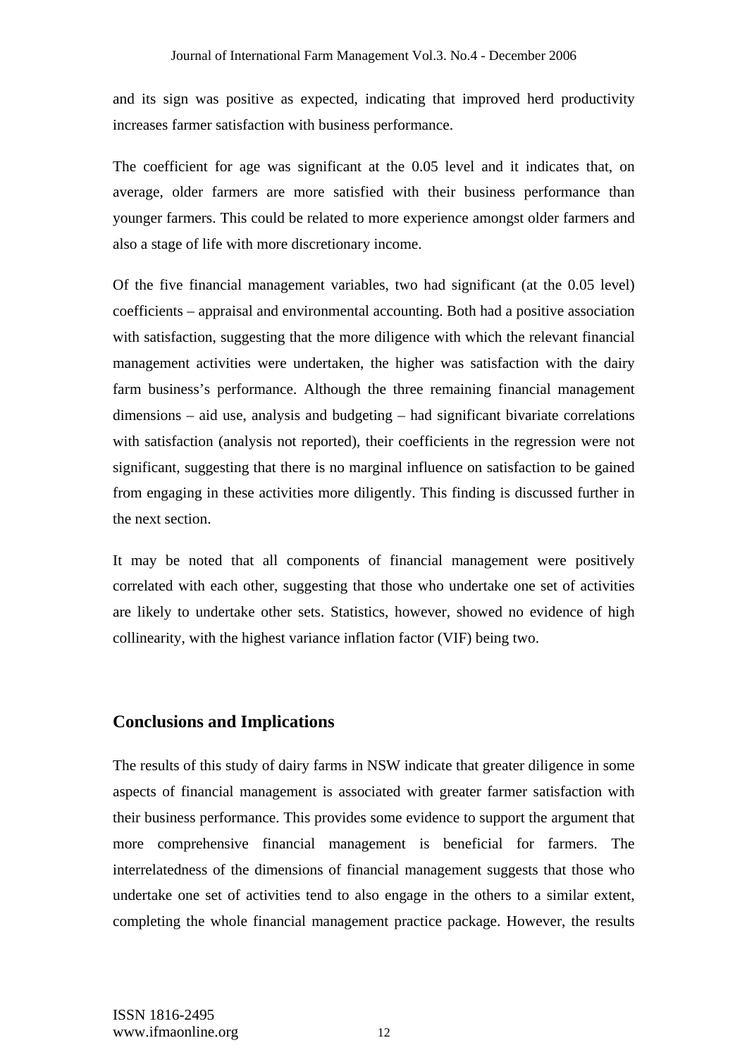and its sign was positive as expected, indicating that improved herd productivity increases farmer satisfaction with business performance.

The coefficient for age was significant at the 0.05 level and it indicates that, on average, older farmers are more satisfied with their business performance than younger farmers. This could be related to more experience amongst older farmers and also a stage of life with more discretionary income.

Of the five financial management variables, two had significant (at the 0.05 level) coefficients – appraisal and environmental accounting. Both had a positive association with satisfaction, suggesting that the more diligence with which the relevant financial management activities were undertaken, the higher was satisfaction with the dairy farm business's performance. Although the three remaining financial management dimensions – aid use, analysis and budgeting – had significant bivariate correlations with satisfaction (analysis not reported), their coefficients in the regression were not significant, suggesting that there is no marginal influence on satisfaction to be gained from engaging in these activities more diligently. This finding is discussed further in the next section.

It may be noted that all components of financial management were positively correlated with each other, suggesting that those who undertake one set of activities are likely to undertake other sets. Statistics, however, showed no evidence of high collinearity, with the highest variance inflation factor (VIF) being two.

## Conclusions and Implications

The results of this study of dairy farms in NSW indicate that greater diligence in some aspects of financial management is associated with greater farmer satisfaction with their business performance. This provides some evidence to support the argument that more comprehensive financial management is beneficial for farmers. The interrelatedness of the dimensions of financial management suggests that those who undertake one set of activities tend to also engage in the others to a similar extent, completing the whole financial management practice package. However, the results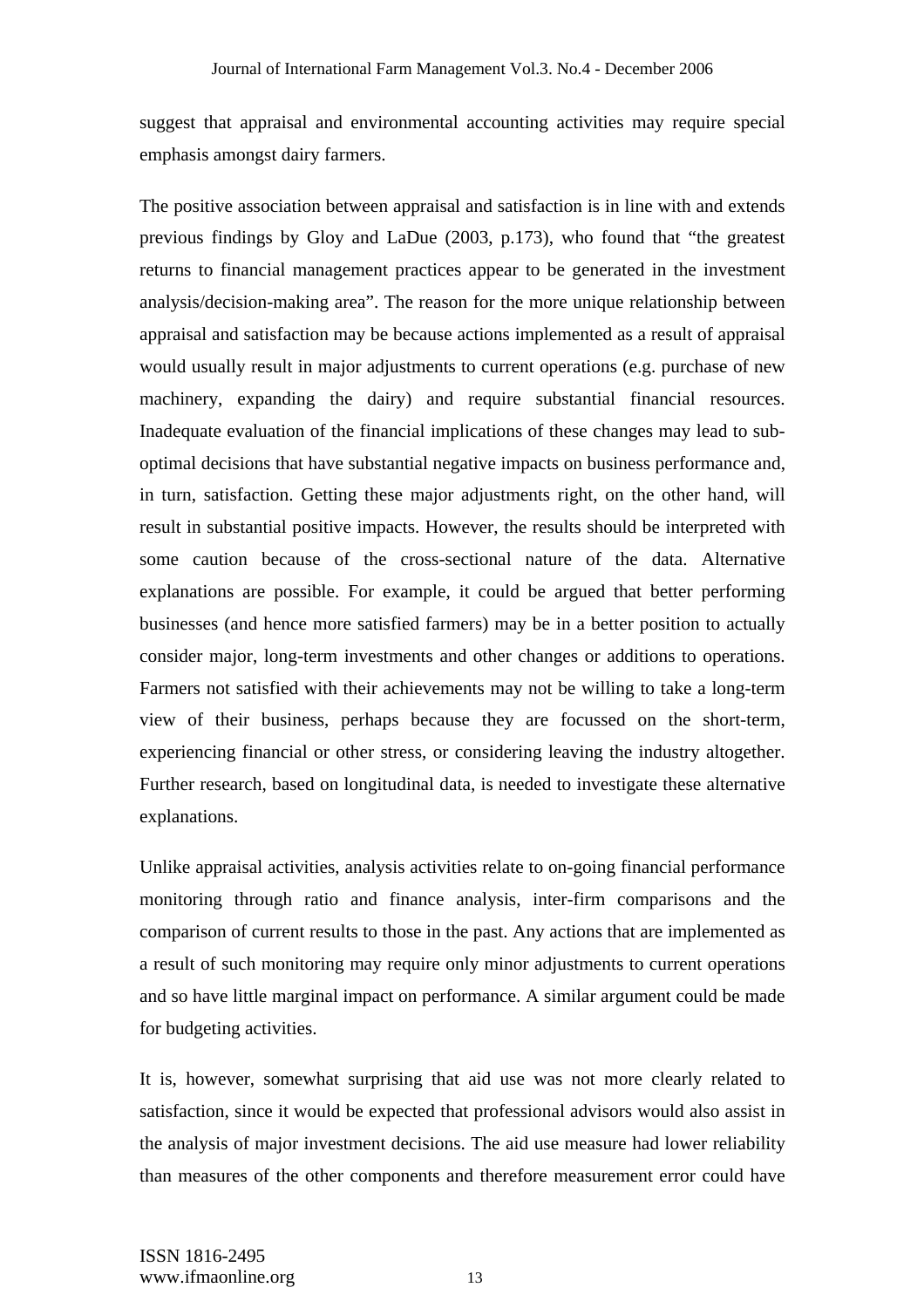suggest that appraisal and environmental accounting activities may require special emphasis amongst dairy farmers.

The positive association between appraisal and satisfaction is in line with and extends previous findings by Gloy and LaDue (2003, p.173), who found that "the greatest returns to financial management practices appear to be generated in the investment analysis/decision-making area". The reason for the more unique relationship between appraisal and satisfaction may be because actions implemented as a result of appraisal would usually result in major adjustments to current operations (e.g. purchase of new machinery, expanding the dairy) and require substantial financial resources. Inadequate evaluation of the financial implications of these changes may lead to sub-optimal decisions that have substantial negative impacts on business performance and, in turn, satisfaction. Getting these major adjustments right, on the other hand, will result in substantial positive impacts. However, the results should be interpreted with some caution because of the cross-sectional nature of the data. Alternative explanations are possible. For example, it could be argued that better performing businesses (and hence more satisfied farmers) may be in a better position to actually consider major, long-term investments and other changes or additions to operations. Farmers not satisfied with their achievements may not be willing to take a long-term view of their business, perhaps because they are focussed on the short-term, experiencing financial or other stress, or considering leaving the industry altogether. Further research, based on longitudinal data, is needed to investigate these alternative explanations.

Unlike appraisal activities, analysis activities relate to on-going financial performance monitoring through ratio and finance analysis, inter-firm comparisons and the comparison of current results to those in the past. Any actions that are implemented as a result of such monitoring may require only minor adjustments to current operations and so have little marginal impact on performance. A similar argument could be made for budgeting activities.

It is, however, somewhat surprising that aid use was not more clearly related to satisfaction, since it would be expected that professional advisors would also assist in the analysis of major investment decisions. The aid use measure had lower reliability than measures of the other components and therefore measurement error could have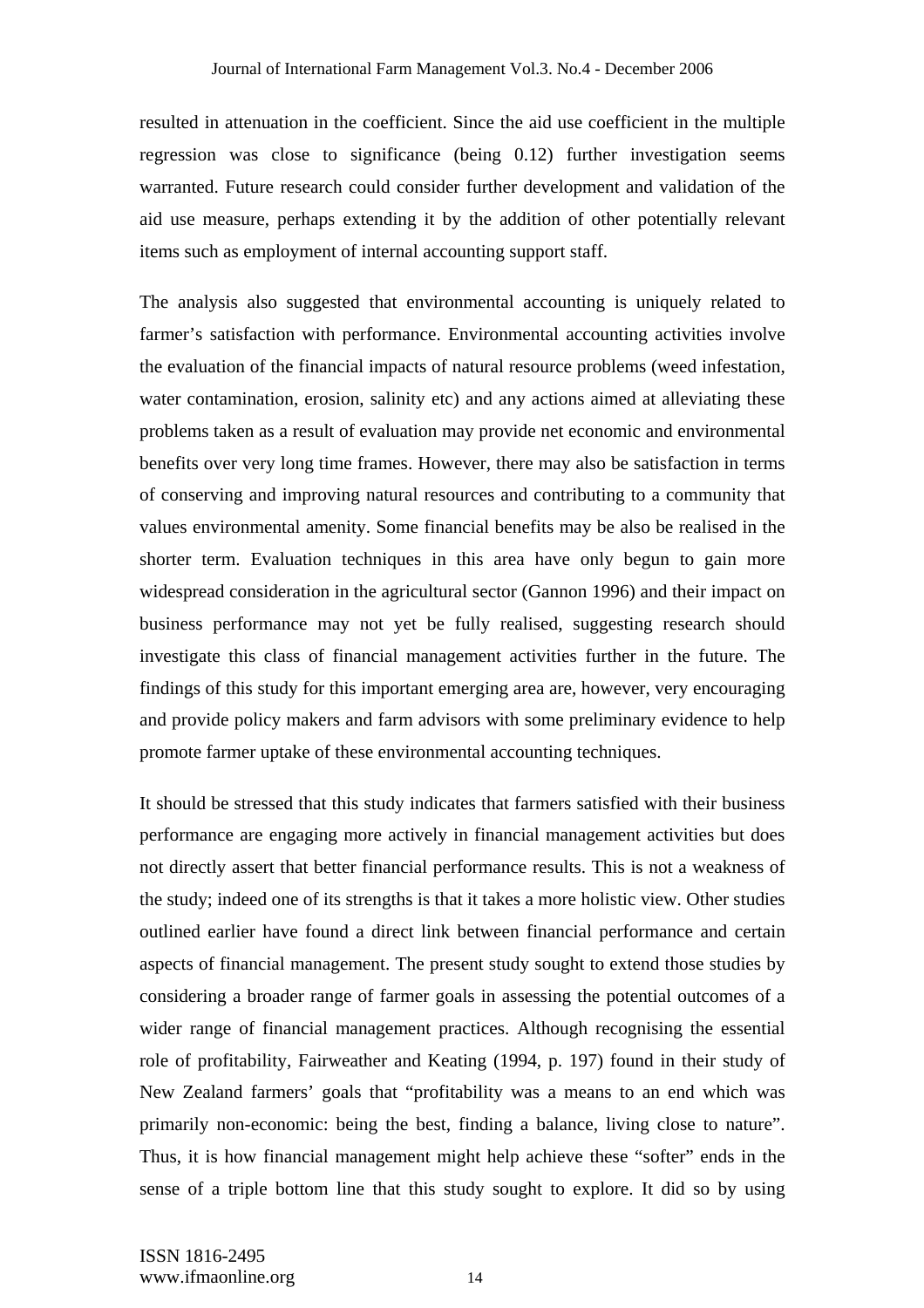resulted in attenuation in the coefficient. Since the aid use coefficient in the multiple regression was close to significance (being 0.12) further investigation seems warranted. Future research could consider further development and validation of the aid use measure, perhaps extending it by the addition of other potentially relevant items such as employment of internal accounting support staff.

The analysis also suggested that environmental accounting is uniquely related to farmer's satisfaction with performance. Environmental accounting activities involve the evaluation of the financial impacts of natural resource problems (weed infestation, water contamination, erosion, salinity etc) and any actions aimed at alleviating these problems taken as a result of evaluation may provide net economic and environmental benefits over very long time frames. However, there may also be satisfaction in terms of conserving and improving natural resources and contributing to a community that values environmental amenity. Some financial benefits may be also be realised in the shorter term. Evaluation techniques in this area have only begun to gain more widespread consideration in the agricultural sector (Gannon 1996) and their impact on business performance may not yet be fully realised, suggesting research should investigate this class of financial management activities further in the future. The findings of this study for this important emerging area are, however, very encouraging and provide policy makers and farm advisors with some preliminary evidence to help promote farmer uptake of these environmental accounting techniques.

It should be stressed that this study indicates that farmers satisfied with their business performance are engaging more actively in financial management activities but does not directly assert that better financial performance results. This is not a weakness of the study; indeed one of its strengths is that it takes a more holistic view. Other studies outlined earlier have found a direct link between financial performance and certain aspects of financial management. The present study sought to extend those studies by considering a broader range of farmer goals in assessing the potential outcomes of a wider range of financial management practices. Although recognising the essential role of profitability, Fairweather and Keating (1994, p. 197) found in their study of New Zealand farmers' goals that "profitability was a means to an end which was primarily non-economic: being the best, finding a balance, living close to nature". Thus, it is how financial management might help achieve these "softer" ends in the sense of a triple bottom line that this study sought to explore. It did so by using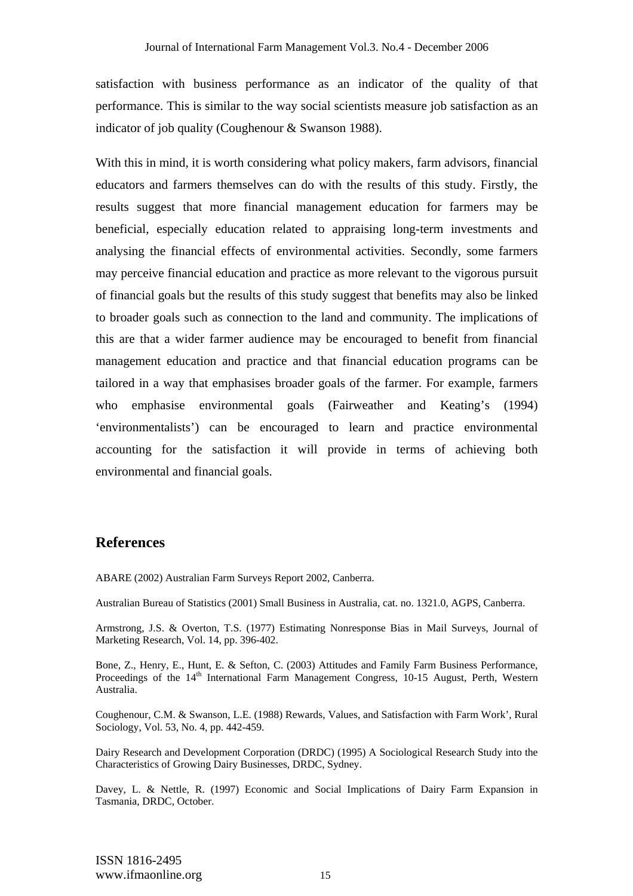satisfaction with business performance as an indicator of the quality of that performance. This is similar to the way social scientists measure job satisfaction as an indicator of job quality (Coughenour & Swanson 1988).

With this in mind, it is worth considering what policy makers, farm advisors, financial educators and farmers themselves can do with the results of this study. Firstly, the results suggest that more financial management education for farmers may be beneficial, especially education related to appraising long-term investments and analysing the financial effects of environmental activities. Secondly, some farmers may perceive financial education and practice as more relevant to the vigorous pursuit of financial goals but the results of this study suggest that benefits may also be linked to broader goals such as connection to the land and community. The implications of this are that a wider farmer audience may be encouraged to benefit from financial management education and practice and that financial education programs can be tailored in a way that emphasises broader goals of the farmer. For example, farmers who emphasise environmental goals (Fairweather and Keating's (1994) 'environmentalists') can be encouraged to learn and practice environmental accounting for the satisfaction it will provide in terms of achieving both environmental and financial goals.

## References

ABARE (2002) Australian Farm Surveys Report 2002, Canberra.

Australian Bureau of Statistics (2001) Small Business in Australia, cat. no. 1321.0, AGPS, Canberra.

Armstrong, J.S. & Overton, T.S. (1977) Estimating Nonresponse Bias in Mail Surveys, Journal of Marketing Research, Vol. 14, pp. 396-402.

Bone, Z., Henry, E., Hunt, E. & Sefton, C. (2003) Attitudes and Family Farm Business Performance, Proceedings of the 14th International Farm Management Congress, 10-15 August, Perth, Western Australia.

Coughenour, C.M. & Swanson, L.E. (1988) Rewards, Values, and Satisfaction with Farm Work', Rural Sociology, Vol. 53, No. 4, pp. 442-459.

Dairy Research and Development Corporation (DRDC) (1995) A Sociological Research Study into the Characteristics of Growing Dairy Businesses, DRDC, Sydney.

Davey, L. & Nettle, R. (1997) Economic and Social Implications of Dairy Farm Expansion in Tasmania, DRDC, October.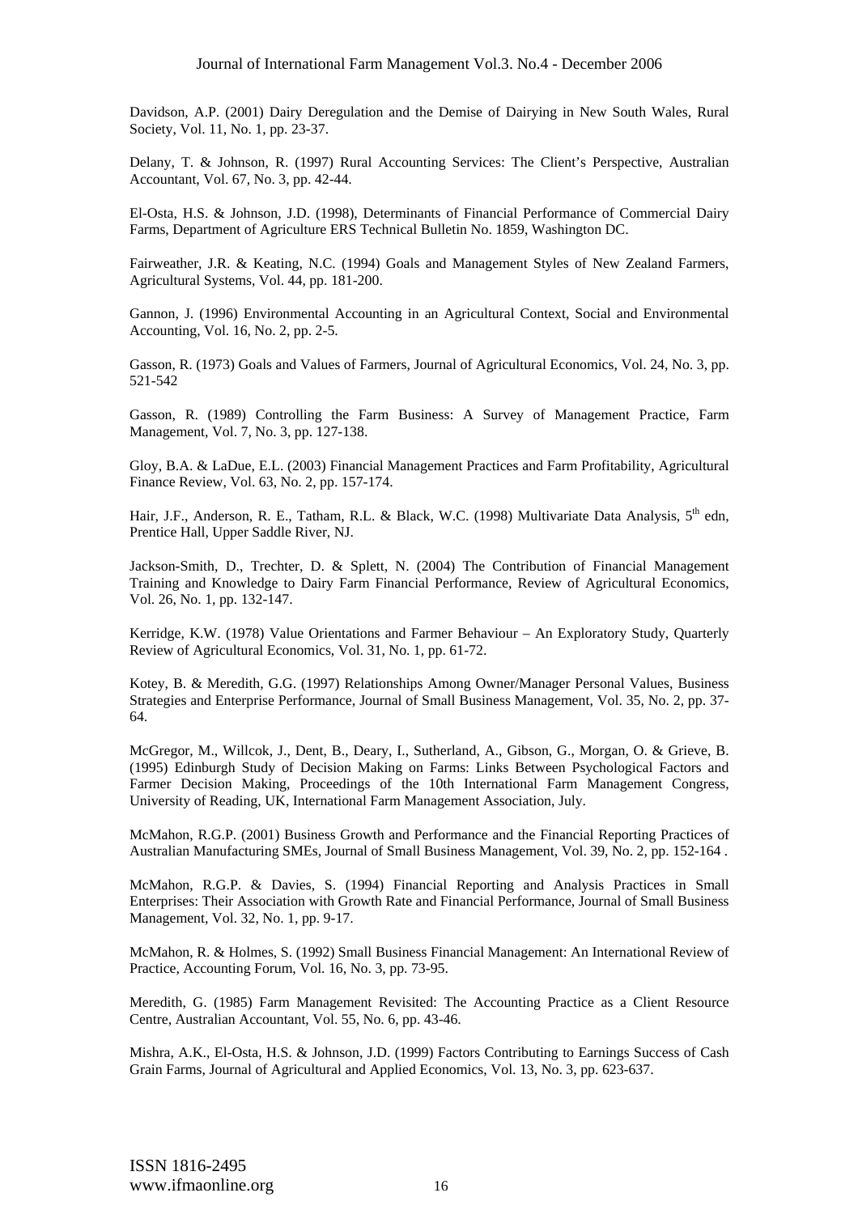Davidson, A.P. (2001) Dairy Deregulation and the Demise of Dairying in New South Wales, Rural Society, Vol. 11, No. 1, pp. 23-37.

Delany, T. & Johnson, R. (1997) Rural Accounting Services: The Client's Perspective, Australian Accountant, Vol. 67, No. 3, pp. 42-44.

El-Osta, H.S. & Johnson, J.D. (1998), Determinants of Financial Performance of Commercial Dairy Farms, Department of Agriculture ERS Technical Bulletin No. 1859, Washington DC.

Fairweather, J.R. & Keating, N.C. (1994) Goals and Management Styles of New Zealand Farmers, Agricultural Systems, Vol. 44, pp. 181-200.

Gannon, J. (1996) Environmental Accounting in an Agricultural Context, Social and Environmental Accounting, Vol. 16, No. 2, pp. 2-5.

Gasson, R. (1973) Goals and Values of Farmers, Journal of Agricultural Economics, Vol. 24, No. 3, pp. 521-542

Gasson, R. (1989) Controlling the Farm Business: A Survey of Management Practice, Farm Management, Vol. 7, No. 3, pp. 127-138.

Gloy, B.A. & LaDue, E.L. (2003) Financial Management Practices and Farm Profitability, Agricultural Finance Review, Vol. 63, No. 2, pp. 157-174.

Hair, J.F., Anderson, R. E., Tatham, R.L. & Black, W.C. (1998) Multivariate Data Analysis, 5th edn, Prentice Hall, Upper Saddle River, NJ.

Jackson-Smith, D., Trechter, D. & Splett, N. (2004) The Contribution of Financial Management Training and Knowledge to Dairy Farm Financial Performance, Review of Agricultural Economics, Vol. 26, No. 1, pp. 132-147.

Kerridge, K.W. (1978) Value Orientations and Farmer Behaviour – An Exploratory Study, Quarterly Review of Agricultural Economics, Vol. 31, No. 1, pp. 61-72.

Kotey, B. & Meredith, G.G. (1997) Relationships Among Owner/Manager Personal Values, Business Strategies and Enterprise Performance, Journal of Small Business Management, Vol. 35, No. 2, pp. 37-64.

McGregor, M., Willcok, J., Dent, B., Deary, I., Sutherland, A., Gibson, G., Morgan, O. & Grieve, B. (1995) Edinburgh Study of Decision Making on Farms: Links Between Psychological Factors and Farmer Decision Making, Proceedings of the 10th International Farm Management Congress, University of Reading, UK, International Farm Management Association, July.

McMahon, R.G.P. (2001) Business Growth and Performance and the Financial Reporting Practices of Australian Manufacturing SMEs, Journal of Small Business Management, Vol. 39, No. 2, pp. 152-164 .

McMahon, R.G.P. & Davies, S. (1994) Financial Reporting and Analysis Practices in Small Enterprises: Their Association with Growth Rate and Financial Performance, Journal of Small Business Management, Vol. 32, No. 1, pp. 9-17.

McMahon, R. & Holmes, S. (1992) Small Business Financial Management: An International Review of Practice, Accounting Forum, Vol. 16, No. 3, pp. 73-95.

Meredith, G. (1985) Farm Management Revisited: The Accounting Practice as a Client Resource Centre, Australian Accountant, Vol. 55, No. 6, pp. 43-46.

Mishra, A.K., El-Osta, H.S. & Johnson, J.D. (1999) Factors Contributing to Earnings Success of Cash Grain Farms, Journal of Agricultural and Applied Economics, Vol. 13, No. 3, pp. 623-637.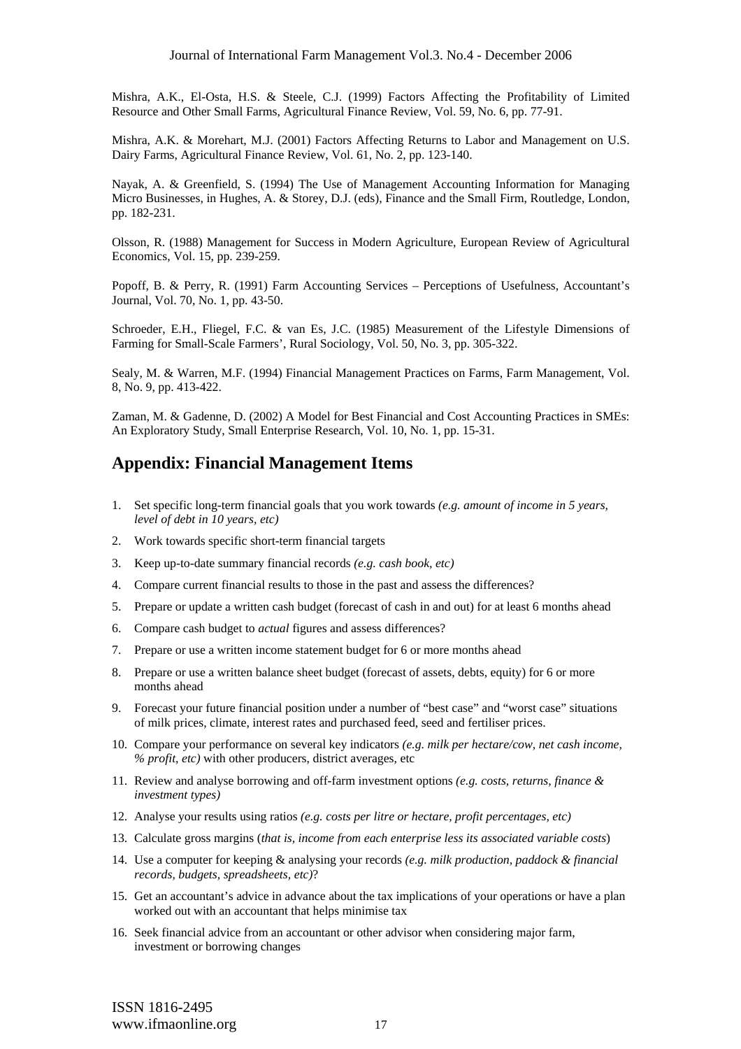Mishra, A.K., El-Osta, H.S. & Steele, C.J. (1999) Factors Affecting the Profitability of Limited Resource and Other Small Farms, Agricultural Finance Review, Vol. 59, No. 6, pp. 77-91.

Mishra, A.K. & Morehart, M.J. (2001) Factors Affecting Returns to Labor and Management on U.S. Dairy Farms, Agricultural Finance Review, Vol. 61, No. 2, pp. 123-140.

Nayak, A. & Greenfield, S. (1994) The Use of Management Accounting Information for Managing Micro Businesses, in Hughes, A. & Storey, D.J. (eds), Finance and the Small Firm, Routledge, London, pp. 182-231.

Olsson, R. (1988) Management for Success in Modern Agriculture, European Review of Agricultural Economics, Vol. 15, pp. 239-259.

Popoff, B. & Perry, R. (1991) Farm Accounting Services – Perceptions of Usefulness, Accountant's Journal, Vol. 70, No. 1, pp. 43-50.

Schroeder, E.H., Fliegel, F.C. & van Es, J.C. (1985) Measurement of the Lifestyle Dimensions of Farming for Small-Scale Farmers', Rural Sociology, Vol. 50, No. 3, pp. 305-322.

Sealy, M. & Warren, M.F. (1994) Financial Management Practices on Farms, Farm Management, Vol. 8, No. 9, pp. 413-422.

Zaman, M. & Gadenne, D. (2002) A Model for Best Financial and Cost Accounting Practices in SMEs: An Exploratory Study, Small Enterprise Research, Vol. 10, No. 1, pp. 15-31.

## Appendix: Financial Management Items

1. Set specific long-term financial goals that you work towards *(e.g. amount of income in 5 years, level of debt in 10 years, etc)*
2. Work towards specific short-term financial targets
3. Keep up-to-date summary financial records *(e.g. cash book, etc)*
4. Compare current financial results to those in the past and assess the differences?
5. Prepare or update a written cash budget (forecast of cash in and out) for at least 6 months ahead
6. Compare cash budget to *actual* figures and assess differences?
7. Prepare or use a written income statement budget for 6 or more months ahead
8. Prepare or use a written balance sheet budget (forecast of assets, debts, equity) for 6 or more months ahead
9. Forecast your future financial position under a number of "best case" and "worst case" situations of milk prices, climate, interest rates and purchased feed, seed and fertiliser prices.
10. Compare your performance on several key indicators *(e.g. milk per hectare/cow, net cash income, % profit, etc)* with other producers, district averages, etc
11. Review and analyse borrowing and off-farm investment options *(e.g. costs, returns, finance & investment types)*
12. Analyse your results using ratios *(e.g. costs per litre or hectare, profit percentages, etc)*
13. Calculate gross margins (*that is, income from each enterprise less its associated variable costs*)
14. Use a computer for keeping & analysing your records *(e.g. milk production, paddock & financial records, budgets, spreadsheets, etc)*?
15. Get an accountant's advice in advance about the tax implications of your operations or have a plan worked out with an accountant that helps minimise tax
16. Seek financial advice from an accountant or other advisor when considering major farm, investment or borrowing changes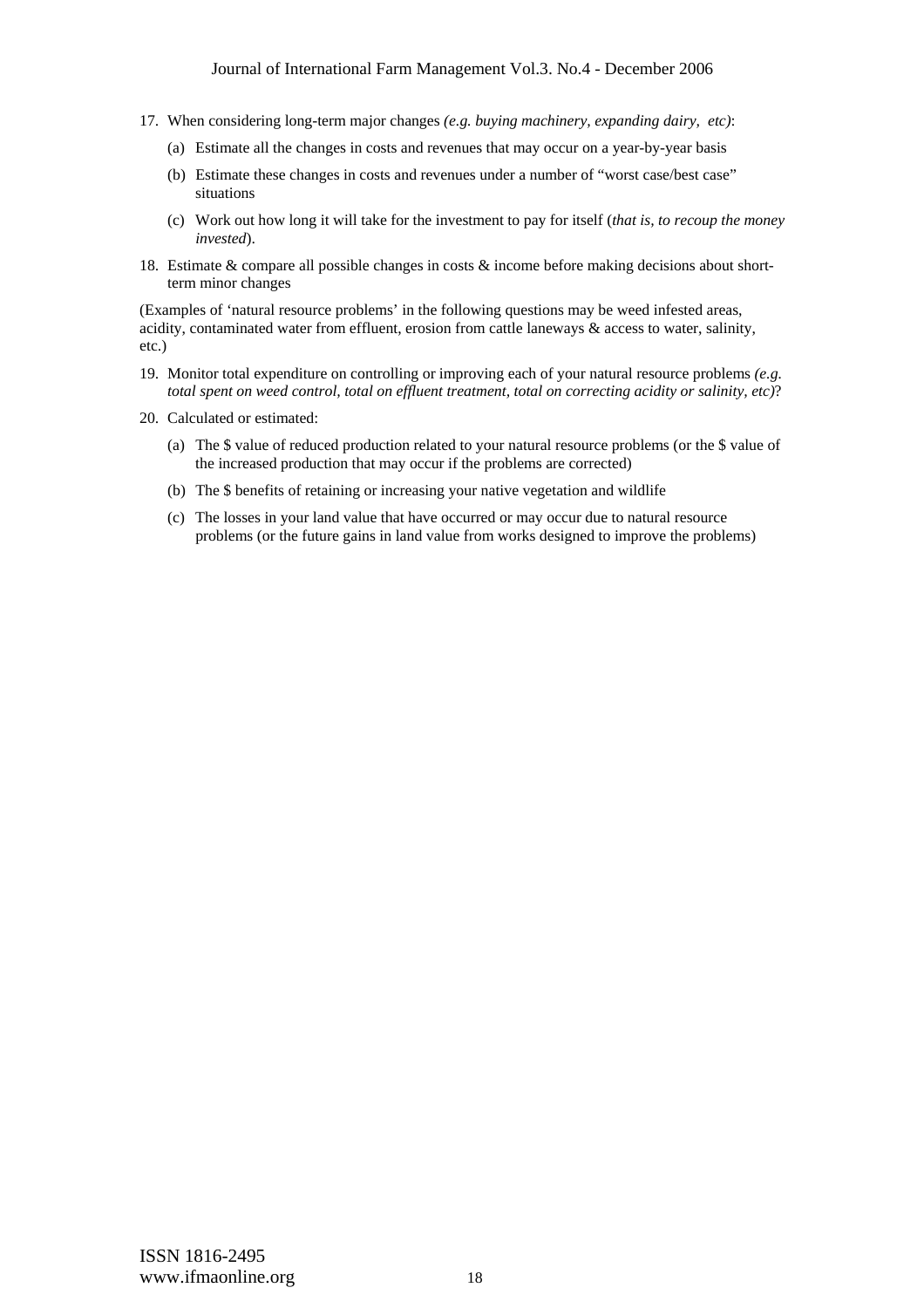17. When considering long-term major changes *(e.g. buying machinery, expanding dairy, etc)*:

    (a) Estimate all the changes in costs and revenues that may occur on a year-by-year basis

    (b) Estimate these changes in costs and revenues under a number of "worst case/best case" situations

    (c) Work out how long it will take for the investment to pay for itself (*that is, to recoup the money invested*).

18. Estimate & compare all possible changes in costs & income before making decisions about short-term minor changes

(Examples of 'natural resource problems' in the following questions may be weed infested areas, acidity, contaminated water from effluent, erosion from cattle laneways & access to water, salinity, etc.)

19. Monitor total expenditure on controlling or improving each of your natural resource problems *(e.g. total spent on weed control, total on effluent treatment, total on correcting acidity or salinity, etc)*?

20. Calculated or estimated:

    (a) The $ value of reduced production related to your natural resource problems (or the $ value of the increased production that may occur if the problems are corrected)

    (b) The $ benefits of retaining or increasing your native vegetation and wildlife

    (c) The losses in your land value that have occurred or may occur due to natural resource problems (or the future gains in land value from works designed to improve the problems)